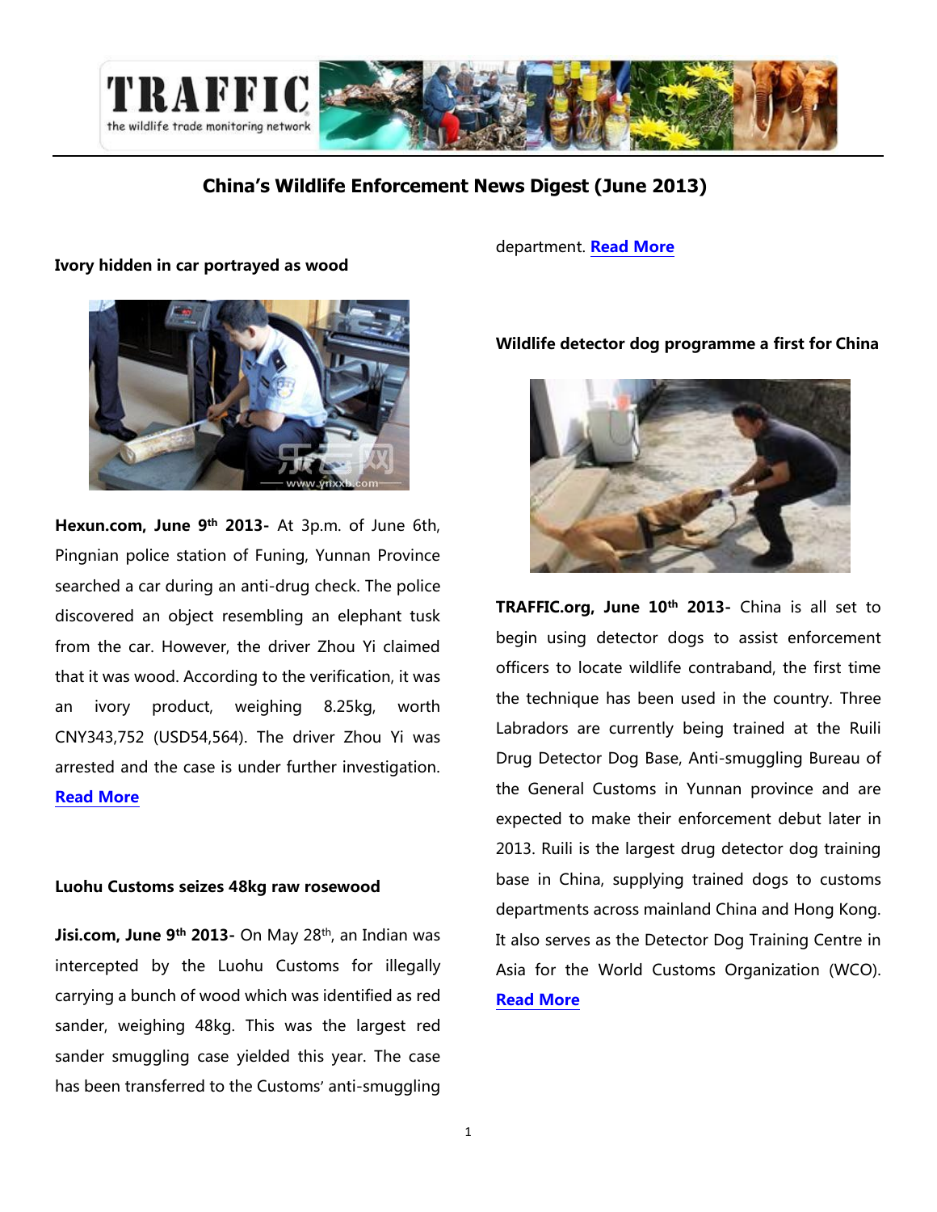# China's Wildlife Enforcement News Digest (June 2013)

### Ivory hidden in car portrayed as wood

**Hexun.com, June 9th 2013-** At 3p.m. of June 6th, Pingnian police station of Funing, Yunnan Province searched a car during an anti-drug check. The police discovered an object resembling an elephant tusk from the car. However, the driver Zhou Yi claimed that it was wood. According to the verification, it was an ivory product, weighing 8.25kg, worth CNY343,752 (USD54,564). The driver Zhou Yi was arrested and the case is under further investigation. **Read More**

### Luohu Customs seizes 48kg raw rosewood

**Jisi.com, June 9th 2013-** On May 28th, an Indian was intercepted by the Luohu Customs for illegally carrying a bunch of wood which was identified as red sander, weighing 48kg. This was the largest red sander smuggling case yielded this year. The case has been transferred to the Customs' anti-smuggling department. **Read More**

### Wildlife detector dog programme a first for China

**TRAFFIC.org, June 10th 2013-** China is all set to begin using detector dogs to assist enforcement officers to locate wildlife contraband, the first time the technique has been used in the country. Three Labradors are currently being trained at the Ruili Drug Detector Dog Base, Anti-smuggling Bureau of the General Customs in Yunnan province and are expected to make their enforcement debut later in 2013. Ruili is the largest drug detector dog training base in China, supplying trained dogs to customs departments across mainland China and Hong Kong. It also serves as the Detector Dog Training Centre in Asia for the World Customs Organization (WCO). **Read More**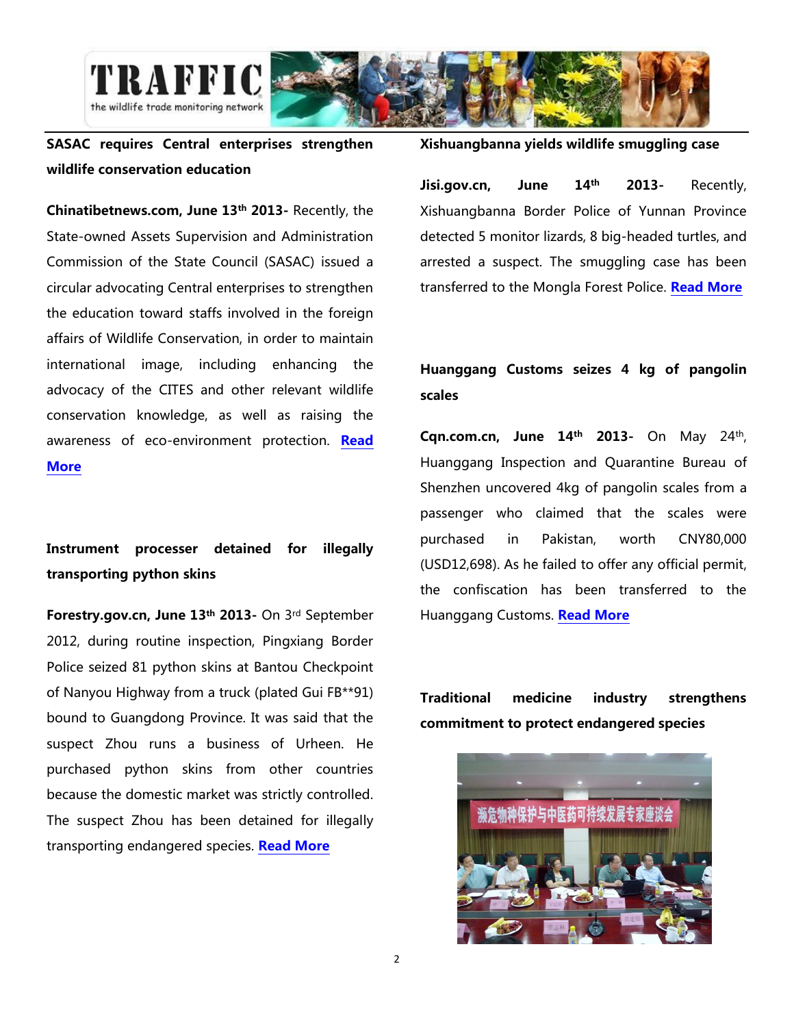## SASAC requires Central enterprises strengthen wildlife conservation education

**Chinatibetnews.com, June 13th 2013-** Recently, the State-owned Assets Supervision and Administration Commission of the State Council (SASAC) issued a circular advocating Central enterprises to strengthen the education toward staffs involved in the foreign affairs of Wildlife Conservation, in order to maintain international image, including enhancing the advocacy of the CITES and other relevant wildlife conservation knowledge, as well as raising the awareness of eco-environment protection. **Read More**

## Instrument processer detained for illegally transporting python skins

**Forestry.gov.cn, June 13th 2013-** On 3rd September 2012, during routine inspection, Pingxiang Border Police seized 81 python skins at Bantou Checkpoint of Nanyou Highway from a truck (plated Gui FB**91) bound to Guangdong Province. It was said that the suspect Zhou runs a business of Urheen. He purchased python skins from other countries because the domestic market was strictly controlled. The suspect Zhou has been detained for illegally transporting endangered species. **Read More**

## Xishuangbanna yields wildlife smuggling case

**Jisi.gov.cn, June 14th 2013-** Recently, Xishuangbanna Border Police of Yunnan Province detected 5 monitor lizards, 8 big-headed turtles, and arrested a suspect. The smuggling case has been transferred to the Mongla Forest Police. **Read More**

## Huanggang Customs seizes 4 kg of pangolin scales

**Cqn.com.cn, June 14th 2013-** On May 24th, Huanggang Inspection and Quarantine Bureau of Shenzhen uncovered 4kg of pangolin scales from a passenger who claimed that the scales were purchased in Pakistan, worth CNY80,000 (USD12,698). As he failed to offer any official permit, the confiscation has been transferred to the Huanggang Customs. **Read More**

## Traditional medicine industry strengthens commitment to protect endangered species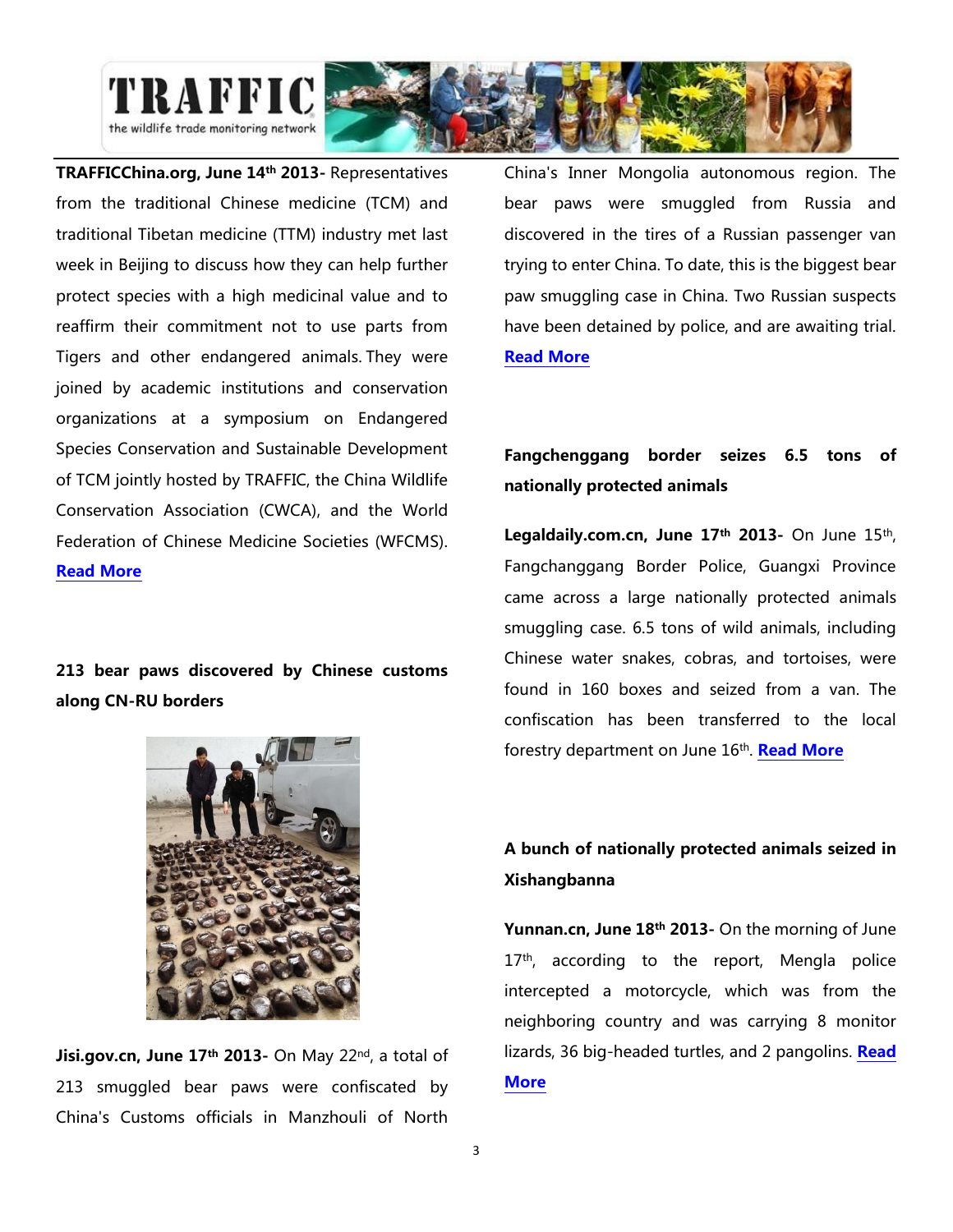**TRAFFICChina.org, June 14th 2013-** Representatives from the traditional Chinese medicine (TCM) and traditional Tibetan medicine (TTM) industry met last week in Beijing to discuss how they can help further protect species with a high medicinal value and to reaffirm their commitment not to use parts from Tigers and other endangered animals. They were joined by academic institutions and conservation organizations at a symposium on Endangered Species Conservation and Sustainable Development of TCM jointly hosted by TRAFFIC, the China Wildlife Conservation Association (CWCA), and the World Federation of Chinese Medicine Societies (WFCMS). **Read More**

## 213 bear paws discovered by Chinese customs along CN-RU borders

**Jisi.gov.cn, June 17th 2013-** On May 22nd, a total of 213 smuggled bear paws were confiscated by China's Customs officials in Manzhouli of North China's Inner Mongolia autonomous region. The bear paws were smuggled from Russia and discovered in the tires of a Russian passenger van trying to enter China. To date, this is the biggest bear paw smuggling case in China. Two Russian suspects have been detained by police, and are awaiting trial. **Read More**

## Fangchenggang border seizes 6.5 tons of nationally protected animals

**Legaldaily.com.cn, June 17th 2013-** On June 15th, Fangchanggang Border Police, Guangxi Province came across a large nationally protected animals smuggling case. 6.5 tons of wild animals, including Chinese water snakes, cobras, and tortoises, were found in 160 boxes and seized from a van. The confiscation has been transferred to the local forestry department on June 16th. **Read More**

## A bunch of nationally protected animals seized in Xishangbanna

**Yunnan.cn, June 18th 2013-** On the morning of June 17th, according to the report, Mengla police intercepted a motorcycle, which was from the neighboring country and was carrying 8 monitor lizards, 36 big-headed turtles, and 2 pangolins. **Read More**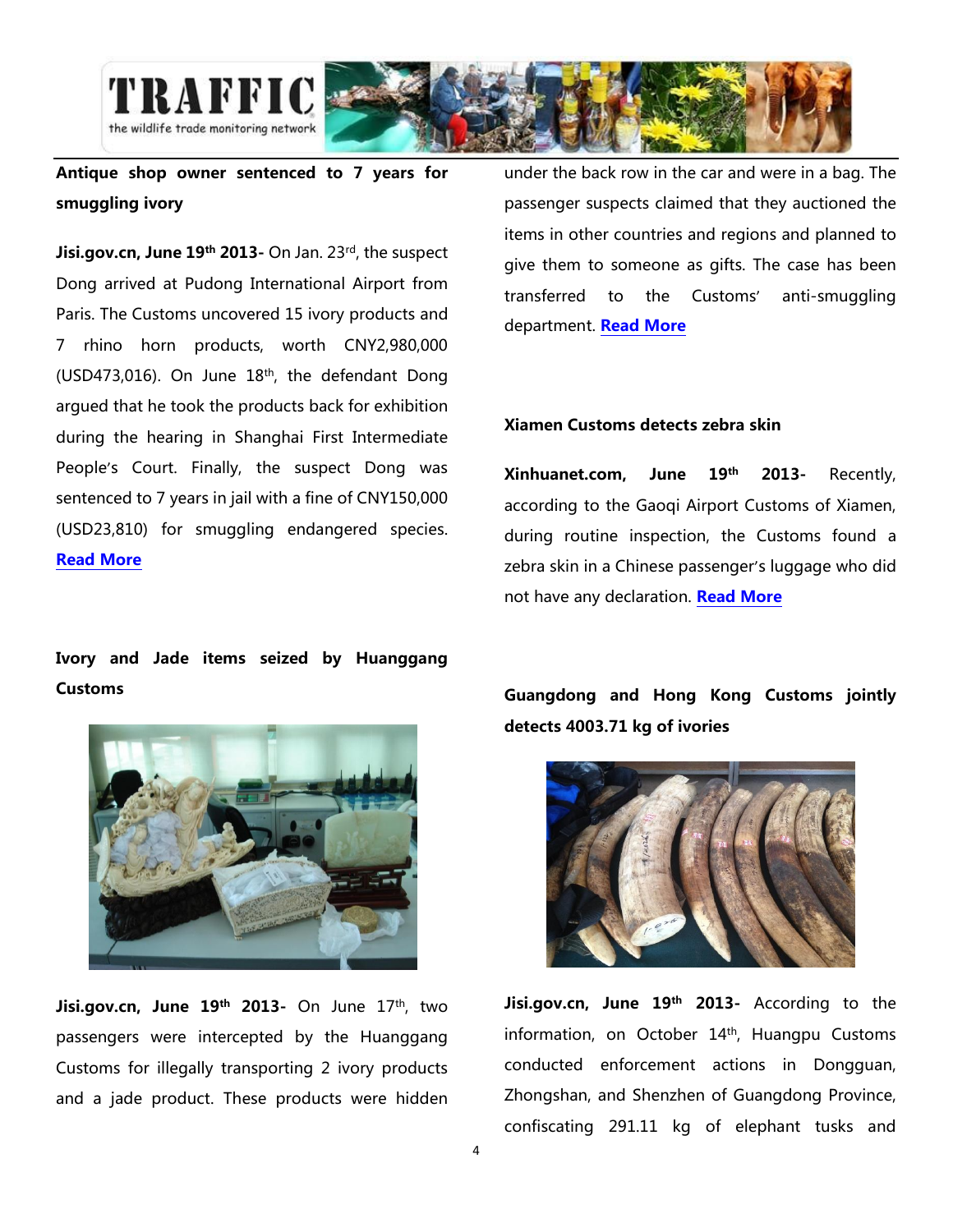### Antique shop owner sentenced to 7 years for smuggling ivory

**Jisi.gov.cn, June 19th 2013-** On Jan. 23rd, the suspect Dong arrived at Pudong International Airport from Paris. The Customs uncovered 15 ivory products and 7 rhino horn products, worth CNY2,980,000 (USD473,016). On June 18th, the defendant Dong argued that he took the products back for exhibition during the hearing in Shanghai First Intermediate People's Court. Finally, the suspect Dong was sentenced to 7 years in jail with a fine of CNY150,000 (USD23,810) for smuggling endangered species. **Read More**

### Ivory and Jade items seized by Huanggang Customs

**Jisi.gov.cn, June 19th 2013-** On June 17th, two passengers were intercepted by the Huanggang Customs for illegally transporting 2 ivory products and a jade product. These products were hidden under the back row in the car and were in a bag. The passenger suspects claimed that they auctioned the items in other countries and regions and planned to give them to someone as gifts. The case has been transferred to the Customs' anti-smuggling department. **Read More**

### Xiamen Customs detects zebra skin

**Xinhuanet.com, June 19th 2013-** Recently, according to the Gaoqi Airport Customs of Xiamen, during routine inspection, the Customs found a zebra skin in a Chinese passenger's luggage who did not have any declaration. **Read More**

### Guangdong and Hong Kong Customs jointly detects 4003.71 kg of ivories

**Jisi.gov.cn, June 19th 2013-** According to the information, on October 14th, Huangpu Customs conducted enforcement actions in Dongguan, Zhongshan, and Shenzhen of Guangdong Province, confiscating 291.11 kg of elephant tusks and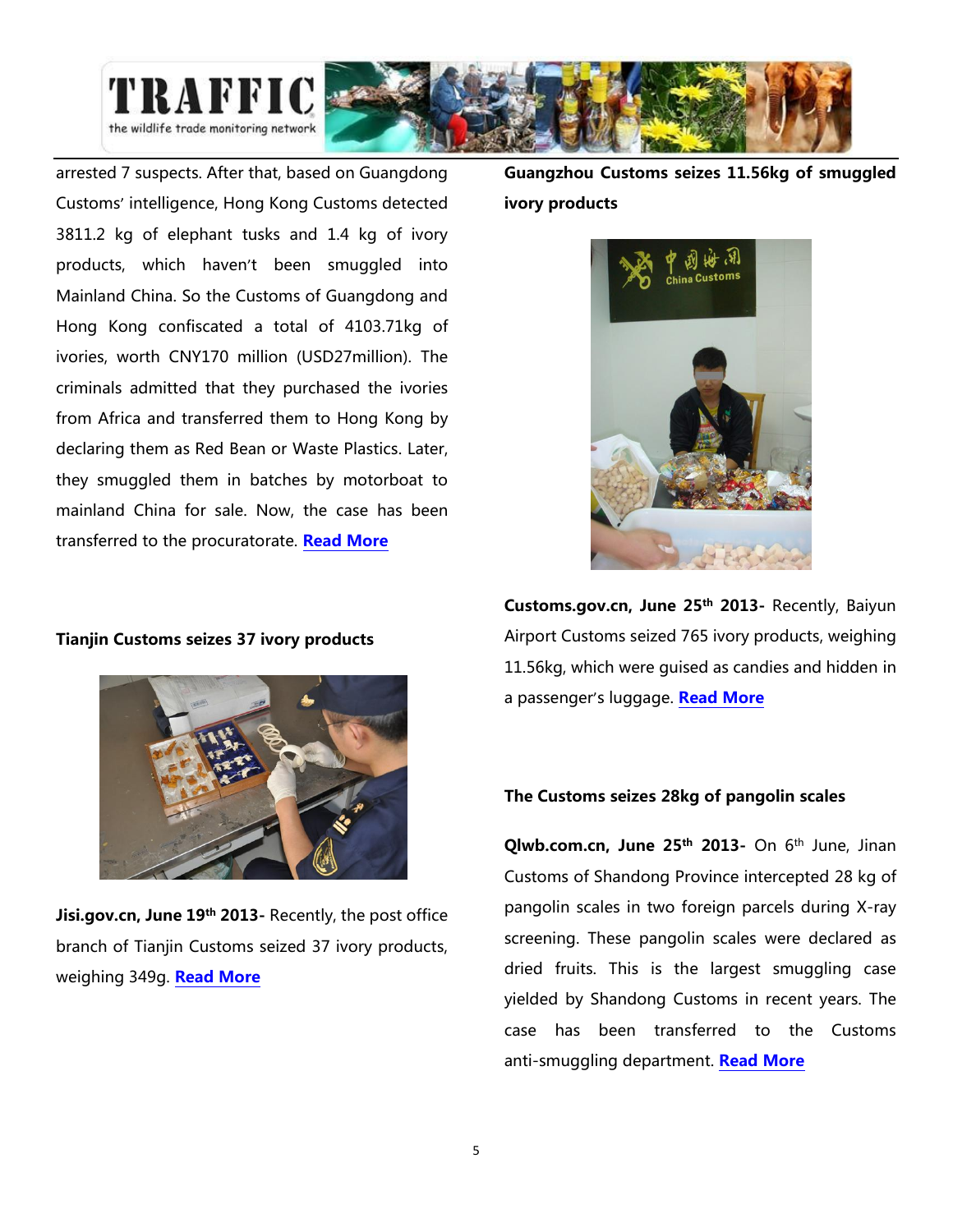arrested 7 suspects. After that, based on Guangdong Customs' intelligence, Hong Kong Customs detected 3811.2 kg of elephant tusks and 1.4 kg of ivory products, which haven't been smuggled into Mainland China. So the Customs of Guangdong and Hong Kong confiscated a total of 4103.71kg of ivories, worth CNY170 million (USD27million). The criminals admitted that they purchased the ivories from Africa and transferred them to Hong Kong by declaring them as Red Bean or Waste Plastics. Later, they smuggled them in batches by motorboat to mainland China for sale. Now, the case has been transferred to the procuratorate. **Read More**

**Tianjin Customs seizes 37 ivory products**

**Jisi.gov.cn, June 19th 2013-** Recently, the post office branch of Tianjin Customs seized 37 ivory products, weighing 349g. **Read More**

**Guangzhou Customs seizes 11.56kg of smuggled ivory products**

**Customs.gov.cn, June 25th 2013-** Recently, Baiyun Airport Customs seized 765 ivory products, weighing 11.56kg, which were guised as candies and hidden in a passenger's luggage. **Read More**

**The Customs seizes 28kg of pangolin scales**

**Qlwb.com.cn, June 25th 2013-** On 6th June, Jinan Customs of Shandong Province intercepted 28 kg of pangolin scales in two foreign parcels during X-ray screening. These pangolin scales were declared as dried fruits. This is the largest smuggling case yielded by Shandong Customs in recent years. The case has been transferred to the Customs anti-smuggling department. **Read More**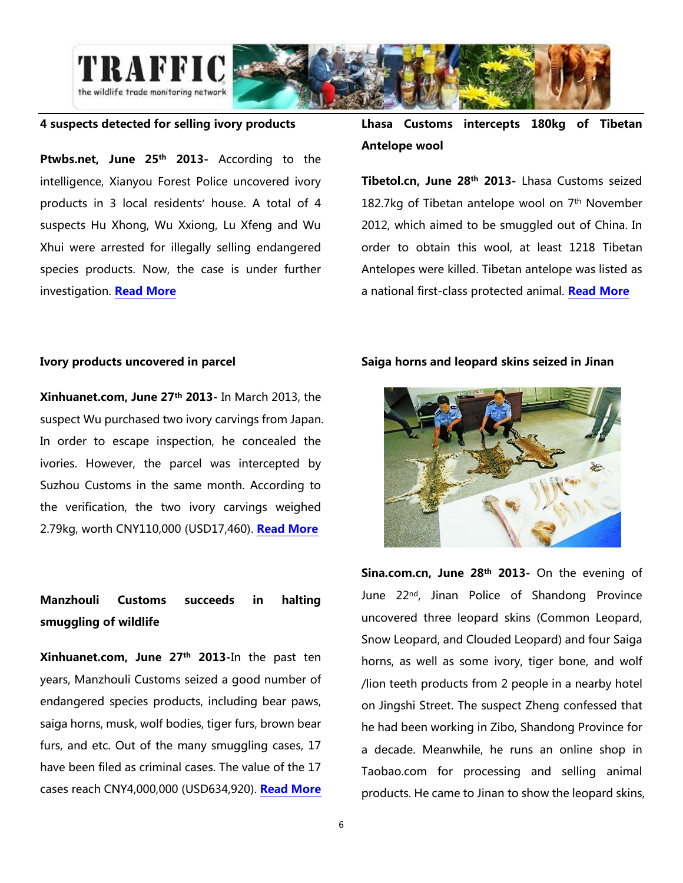### 4 suspects detected for selling ivory products

**Ptwbs.net, June 25th 2013-** According to the intelligence, Xianyou Forest Police uncovered ivory products in 3 local residents' house. A total of 4 suspects Hu Xhong, Wu Xxiong, Lu Xfeng and Wu Xhui were arrested for illegally selling endangered species products. Now, the case is under further investigation. **Read More**

### Ivory products uncovered in parcel

**Xinhuanet.com, June 27th 2013-** In March 2013, the suspect Wu purchased two ivory carvings from Japan. In order to escape inspection, he concealed the ivories. However, the parcel was intercepted by Suzhou Customs in the same month. According to the verification, the two ivory carvings weighed 2.79kg, worth CNY110,000 (USD17,460). **Read More**

### Manzhouli Customs succeeds in halting smuggling of wildlife

**Xinhuanet.com, June 27th 2013-**In the past ten years, Manzhouli Customs seized a good number of endangered species products, including bear paws, saiga horns, musk, wolf bodies, tiger furs, brown bear furs, and etc. Out of the many smuggling cases, 17 have been filed as criminal cases. The value of the 17 cases reach CNY4,000,000 (USD634,920). **Read More**

### Lhasa Customs intercepts 180kg of Tibetan Antelope wool

**Tibetol.cn, June 28th 2013-** Lhasa Customs seized 182.7kg of Tibetan antelope wool on 7th November 2012, which aimed to be smuggled out of China. In order to obtain this wool, at least 1218 Tibetan Antelopes were killed. Tibetan antelope was listed as a national first-class protected animal. **Read More**

### Saiga horns and leopard skins seized in Jinan

**Sina.com.cn, June 28th 2013-** On the evening of June 22nd, Jinan Police of Shandong Province uncovered three leopard skins (Common Leopard, Snow Leopard, and Clouded Leopard) and four Saiga horns, as well as some ivory, tiger bone, and wolf /lion teeth products from 2 people in a nearby hotel on Jingshi Street. The suspect Zheng confessed that he had been working in Zibo, Shandong Province for a decade. Meanwhile, he runs an online shop in Taobao.com for processing and selling animal products. He came to Jinan to show the leopard skins,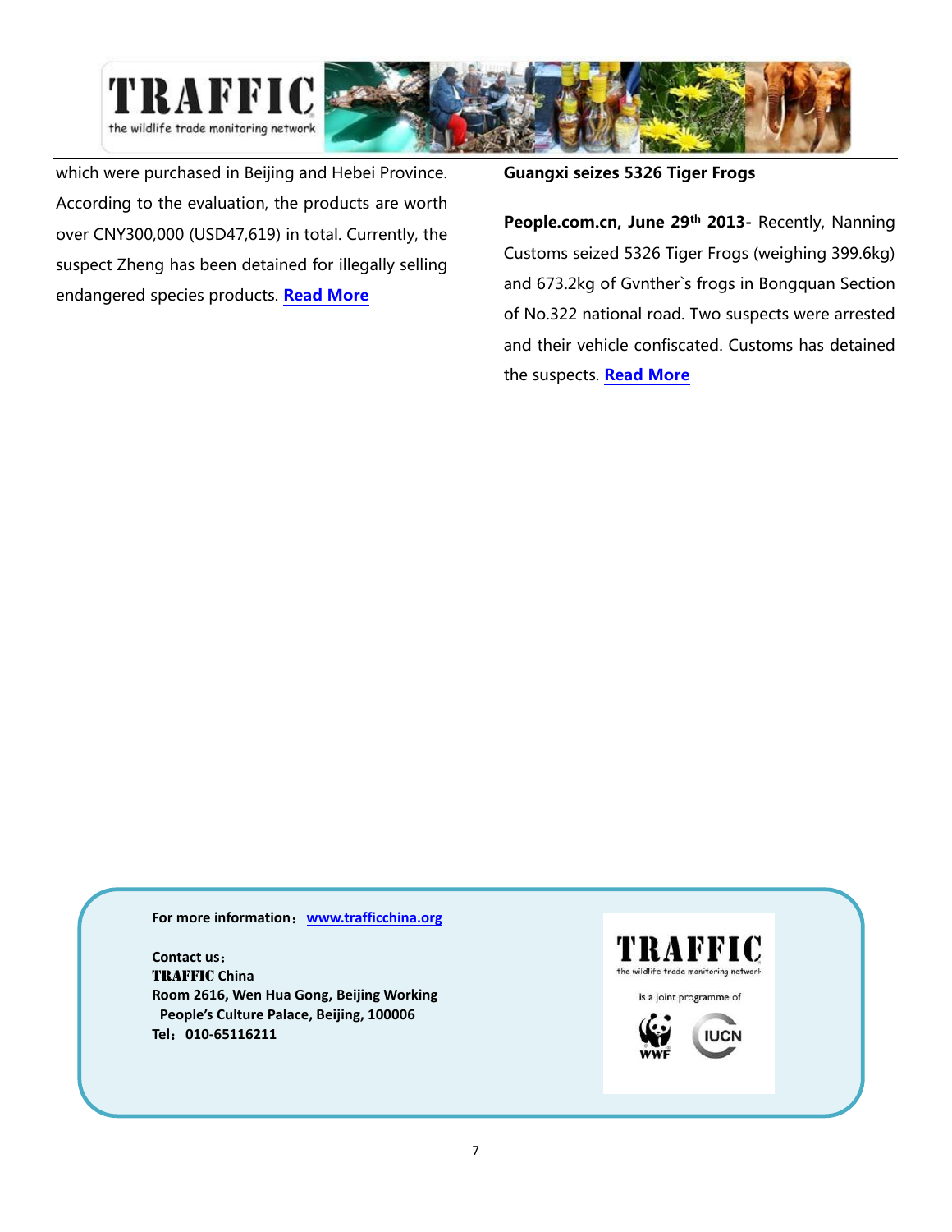which were purchased in Beijing and Hebei Province. According to the evaluation, the products are worth over CNY300,000 (USD47,619) in total. Currently, the suspect Zheng has been detained for illegally selling endangered species products. **Read More**

**Guangxi seizes 5326 Tiger Frogs**

**People.com.cn, June 29th 2013-** Recently, Nanning Customs seized 5326 Tiger Frogs (weighing 399.6kg) and 673.2kg of Gvnther`s frogs in Bongquan Section of No.322 national road. Two suspects were arrested and their vehicle confiscated. Customs has detained the suspects. **Read More**

**For more information：www.trafficchina.org**

**Contact us：**
**TRAFFIC China**
**Room 2616, Wen Hua Gong, Beijing Working People's Culture Palace, Beijing, 100006**
**Tel：010-65116211**

TRAFFIC
the wildlife trade monitoring network
is a joint programme of
WWF IUCN